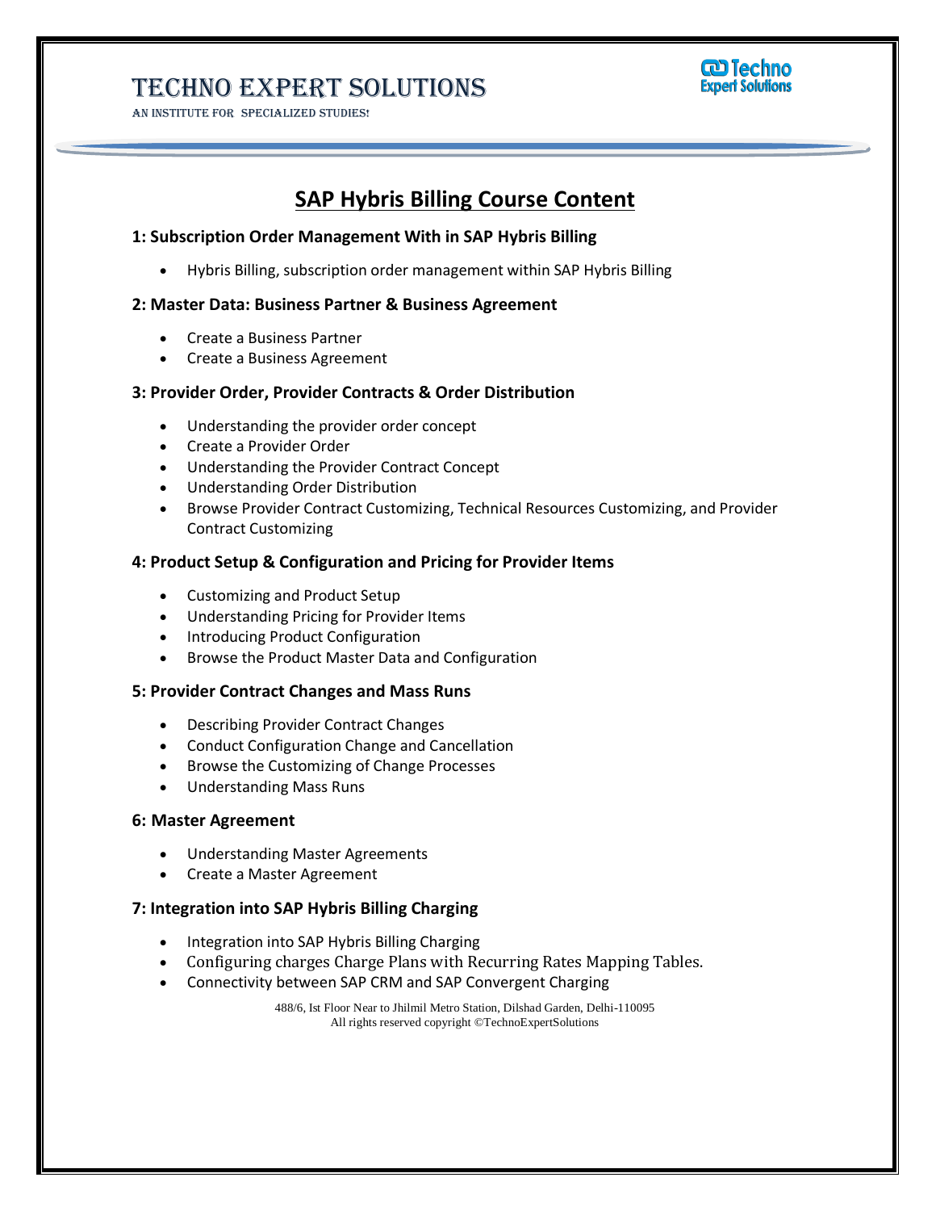# SAP Hybris Billing Course Content

### 1: Subscription Order Management With in SAP Hybris Billing

- Hybris Billing, subscription order management within SAP Hybris Billing

### 2: Master Data: Business Partner & Business Agreement

- Create a Business Partner
- Create a Business Agreement

### 3: Provider Order, Provider Contracts & Order Distribution

- Understanding the provider order concept
- Create a Provider Order
- Understanding the Provider Contract Concept
- Understanding Order Distribution
- Browse Provider Contract Customizing, Technical Resources Customizing, and Provider Contract Customizing

### 4: Product Setup & Configuration and Pricing for Provider Items

- Customizing and Product Setup
- Understanding Pricing for Provider Items
- Introducing Product Configuration
- Browse the Product Master Data and Configuration

### 5: Provider Contract Changes and Mass Runs

- Describing Provider Contract Changes
- Conduct Configuration Change and Cancellation
- Browse the Customizing of Change Processes
- Understanding Mass Runs

### 6: Master Agreement

- Understanding Master Agreements
- Create a Master Agreement

### 7: Integration into SAP Hybris Billing Charging

- Integration into SAP Hybris Billing Charging
- Configuring charges Charge Plans with Recurring Rates Mapping Tables.
- Connectivity between SAP CRM and SAP Convergent Charging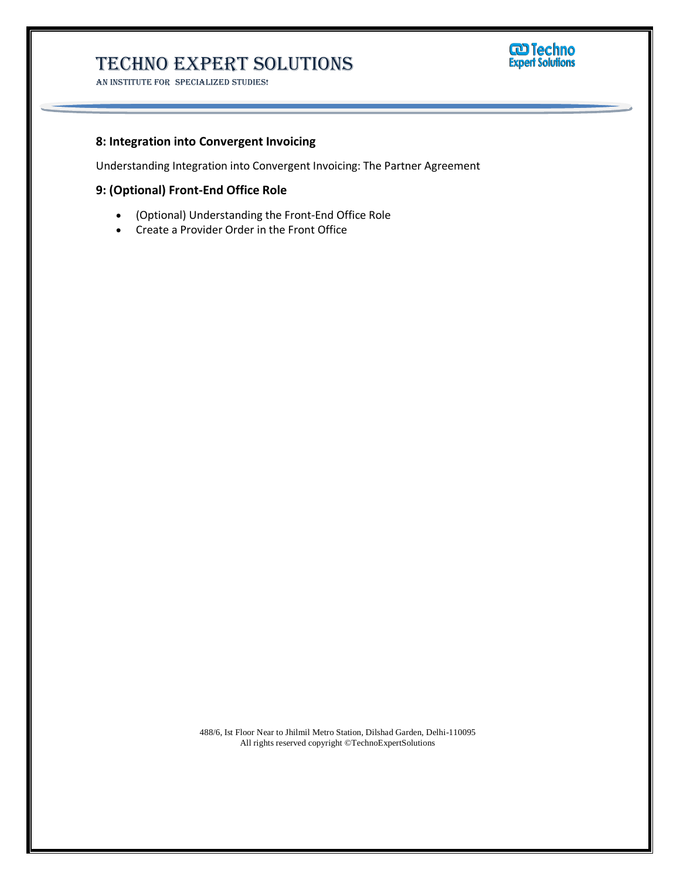### 8: Integration into Convergent Invoicing

Understanding Integration into Convergent Invoicing: The Partner Agreement

### 9: (Optional) Front-End Office Role

- (Optional) Understanding the Front-End Office Role
- Create a Provider Order in the Front Office